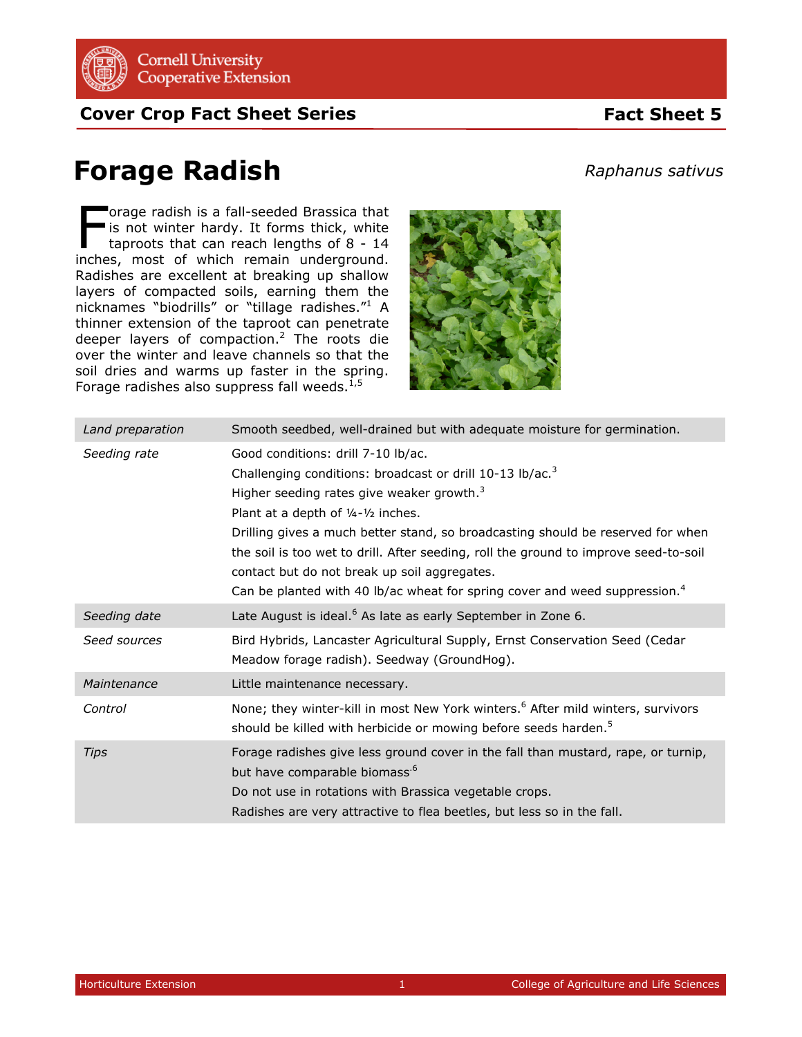Cornell University Cooperative Extension

**Cover Crop Fact Sheet Series** **Fact Sheet 5**

# Forage Radish

*Raphanus sativus*

Forage radish is a fall-seeded Brassica that is not winter hardy. It forms thick, white taproots that can reach lengths of 8 - 14 inches, most of which remain underground. Radishes are excellent at breaking up shallow layers of compacted soils, earning them the nicknames "biodrills" or "tillage radishes."[1] A thinner extension of the taproot can penetrate deeper layers of compaction.[2] The roots die over the winter and leave channels so that the soil dries and warms up faster in the spring. Forage radishes also suppress fall weeds.[1,5]

| | |
|---|---|
| *Land preparation* | Smooth seedbed, well-drained but with adequate moisture for germination. |
| *Seeding rate* | Good conditions: drill 7-10 lb/ac.<br>Challenging conditions: broadcast or drill 10-13 lb/ac.[3]<br>Higher seeding rates give weaker growth.[3]<br>Plant at a depth of ¼-½ inches.<br>Drilling gives a much better stand, so broadcasting should be reserved for when the soil is too wet to drill. After seeding, roll the ground to improve seed-to-soil contact but do not break up soil aggregates.<br>Can be planted with 40 lb/ac wheat for spring cover and weed suppression.[4] |
| *Seeding date* | Late August is ideal.[6] As late as early September in Zone 6. |
| *Seed sources* | Bird Hybrids, Lancaster Agricultural Supply, Ernst Conservation Seed (Cedar Meadow forage radish). Seedway (GroundHog). |
| *Maintenance* | Little maintenance necessary. |
| *Control* | None; they winter-kill in most New York winters.[6] After mild winters, survivors should be killed with herbicide or mowing before seeds harden.[5] |
| *Tips* | Forage radishes give less ground cover in the fall than mustard, rape, or turnip, but have comparable biomass.[6]<br>Do not use in rotations with Brassica vegetable crops.<br>Radishes are very attractive to flea beetles, but less so in the fall. |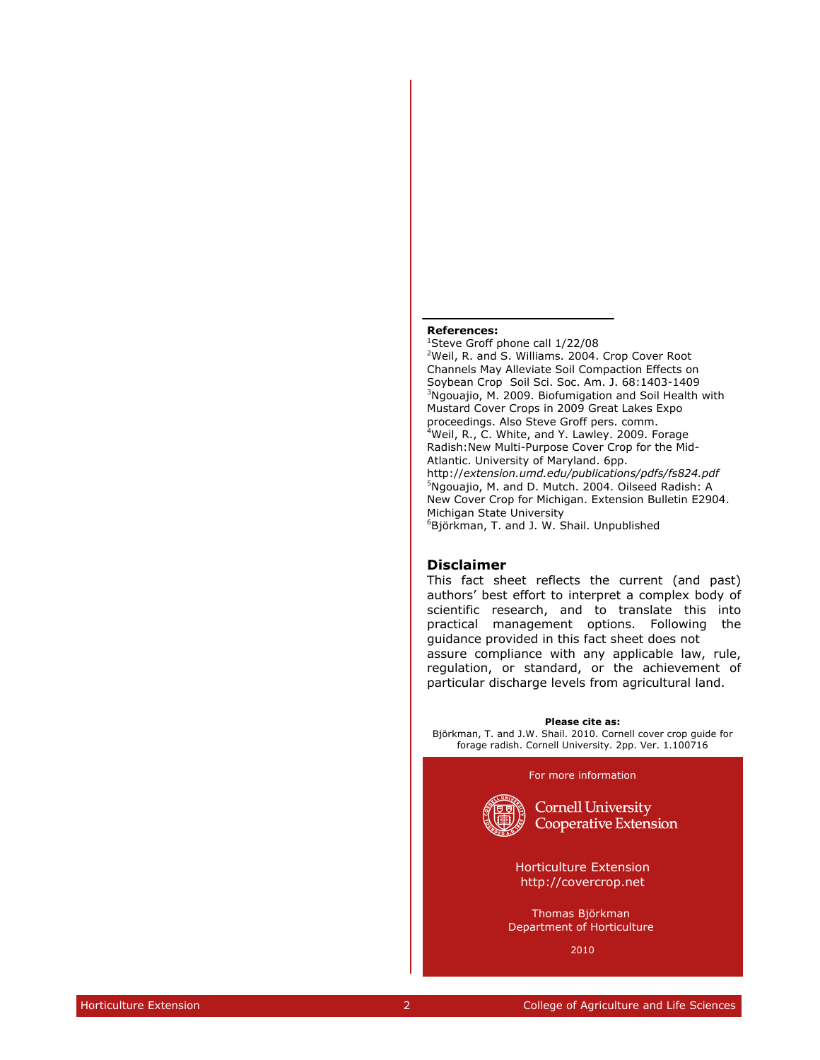**References:**

[1]Steve Groff phone call 1/22/08

[2]Weil, R. and S. Williams. 2004. Crop Cover Root Channels May Alleviate Soil Compaction Effects on Soybean Crop Soil Sci. Soc. Am. J. 68:1403-1409

[3]Ngouajio, M. 2009. Biofumigation and Soil Health with Mustard Cover Crops in 2009 Great Lakes Expo proceedings. Also Steve Groff pers. comm.

[4]Weil, R., C. White, and Y. Lawley. 2009. Forage Radish:New Multi-Purpose Cover Crop for the Mid-Atlantic. University of Maryland. 6pp. http://*extension.umd.edu/publications/pdfs/fs824.pdf*

[5]Ngouajio, M. and D. Mutch. 2004. Oilseed Radish: A New Cover Crop for Michigan. Extension Bulletin E2904. Michigan State University

[6]Björkman, T. and J. W. Shail. Unpublished

## Disclaimer

This fact sheet reflects the current (and past) authors' best effort to interpret a complex body of scientific research, and to translate this into practical management options. Following the guidance provided in this fact sheet does not assure compliance with any applicable law, rule, regulation, or standard, or the achievement of particular discharge levels from agricultural land.

**Please cite as:**

Björkman, T. and J.W. Shail. 2010. Cornell cover crop guide for forage radish. Cornell University. 2pp. Ver. 1.100716

For more information

Cornell University
Cooperative Extension

Horticulture Extension
http://covercrop.net

Thomas Björkman
Department of Horticulture

2010